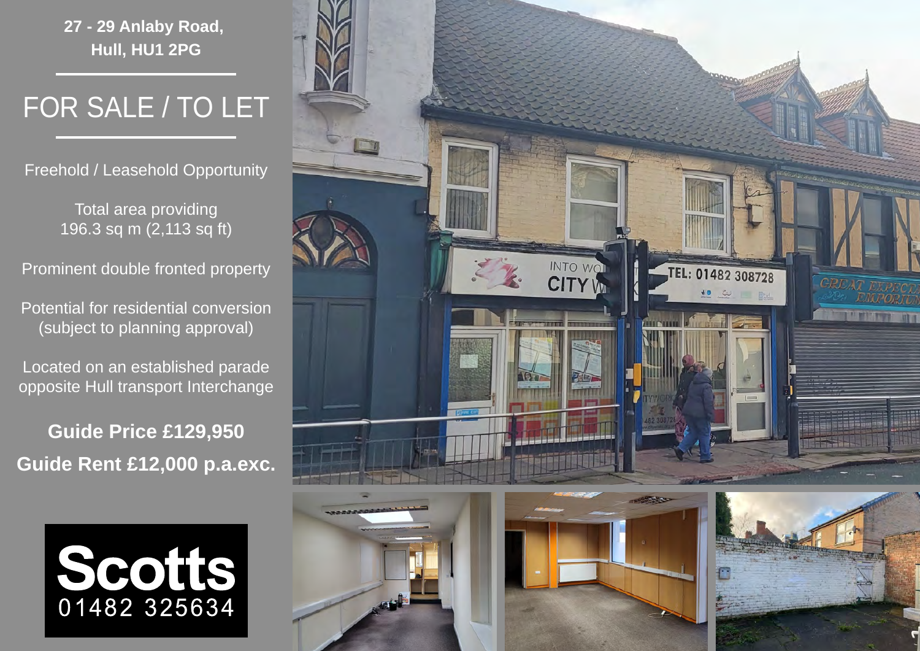**27 - 29 Anlaby Road,**
**Hull, HU1 2PG**

# FOR SALE / TO LET

Freehold / Leasehold Opportunity

Total area providing
196.3 sq m (2,113 sq ft)

Prominent double fronted property

Potential for residential conversion
(subject to planning approval)

Located on an established parade
opposite Hull transport Interchange

**Guide Price £129,950**

**Guide Rent £12,000 p.a.exc.**

**Scotts**
01482 325634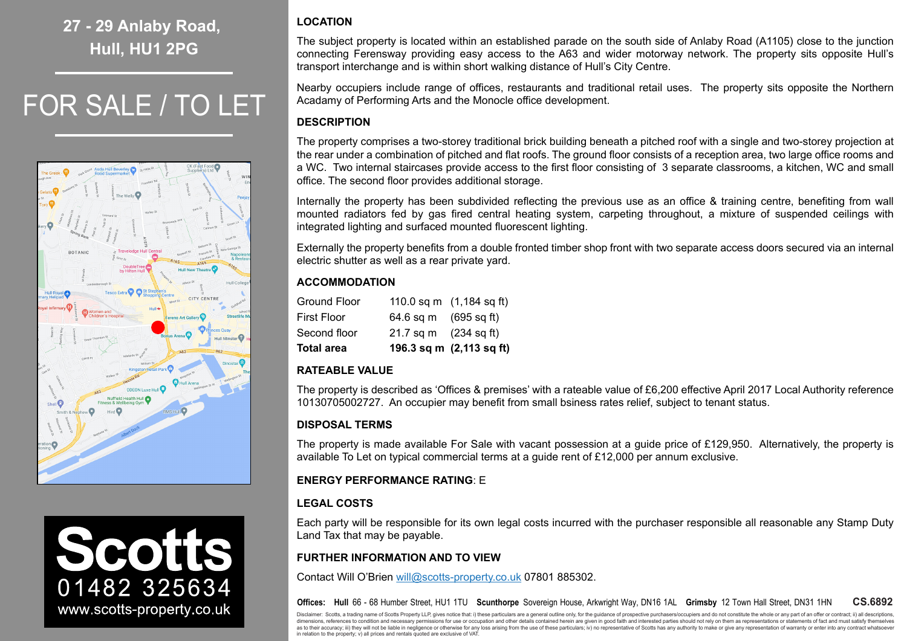# 27 - 29 Anlaby Road, Hull, HU1 2PG

## FOR SALE / TO LET

**Scotts**
01482 325634
www.scotts-property.co.uk

### LOCATION

The subject property is located within an established parade on the south side of Anlaby Road (A1105) close to the junction connecting Ferensway providing easy access to the A63 and wider motorway network. The property sits opposite Hull's transport interchange and is within short walking distance of Hull's City Centre.

Nearby occupiers include range of offices, restaurants and traditional retail uses. The property sits opposite the Northern Acadamy of Performing Arts and the Monocle office development.

### DESCRIPTION

The property comprises a two-storey traditional brick building beneath a pitched roof with a single and two-storey projection at the rear under a combination of pitched and flat roofs. The ground floor consists of a reception area, two large office rooms and a WC. Two internal staircases provide access to the first floor consisting of 3 separate classrooms, a kitchen, WC and small office. The second floor provides additional storage.

Internally the property has been subdivided reflecting the previous use as an office & training centre, benefiting from wall mounted radiators fed by gas fired central heating system, carpeting throughout, a mixture of suspended ceilings with integrated lighting and surfaced mounted fluorescent lighting.

Externally the property benefits from a double fronted timber shop front with two separate access doors secured via an internal electric shutter as well as a rear private yard.

### ACCOMMODATION

| | | |
|---|---|---|
| Ground Floor | 110.0 sq m | (1,184 sq ft) |
| First Floor | 64.6 sq m | (695 sq ft) |
| Second floor | 21.7 sq m | (234 sq ft) |
| **Total area** | **196.3 sq m** | **(2,113 sq ft)** |

### RATEABLE VALUE

The property is described as 'Offices & premises' with a rateable value of £6,200 effective April 2017 Local Authority reference 10130705002727. An occupier may benefit from small bsiness rates relief, subject to tenant status.

### DISPOSAL TERMS

The property is made available For Sale with vacant possession at a guide price of £129,950. Alternatively, the property is available To Let on typical commercial terms at a guide rent of £12,000 per annum exclusive.

**ENERGY PERFORMANCE RATING**: E

### LEGAL COSTS

Each party will be responsible for its own legal costs incurred with the purchaser responsible all reasonable any Stamp Duty Land Tax that may be payable.

### FURTHER INFORMATION AND TO VIEW

Contact Will O'Brien will@scotts-property.co.uk 07801 885302.

**Offices:** **Hull** 66 - 68 Humber Street, HU1 1TU **Scunthorpe** Sovereign House, Arkwright Way, DN16 1AL **Grimsby** 12 Town Hall Street, DN31 1HN **CS.6892**

Disclaimer: Scotts, a trading name of Scotts Property LLP, gives notice that: i) these particulars are a general outline only, for the guidance of prospective purchasers/occupiers and do not constitute the whole or any part of an offer or contract; ii) all descriptions, dimensions, references to condition and necessary permissions for use or occupation and other details contained herein are given in good faith and interested parties should not rely on them as representations or statements of fact and must satisfy themselves as to their accuracy; iii) they will not be liable in negligence or otherwise for any loss arising from the use of these particulars; iv) no representative of Scotts has any authority to make or give any representation of warranty or enter into any contract whatsoever in relation to the property; v) all prices and rentals quoted are exclusive of VAT.